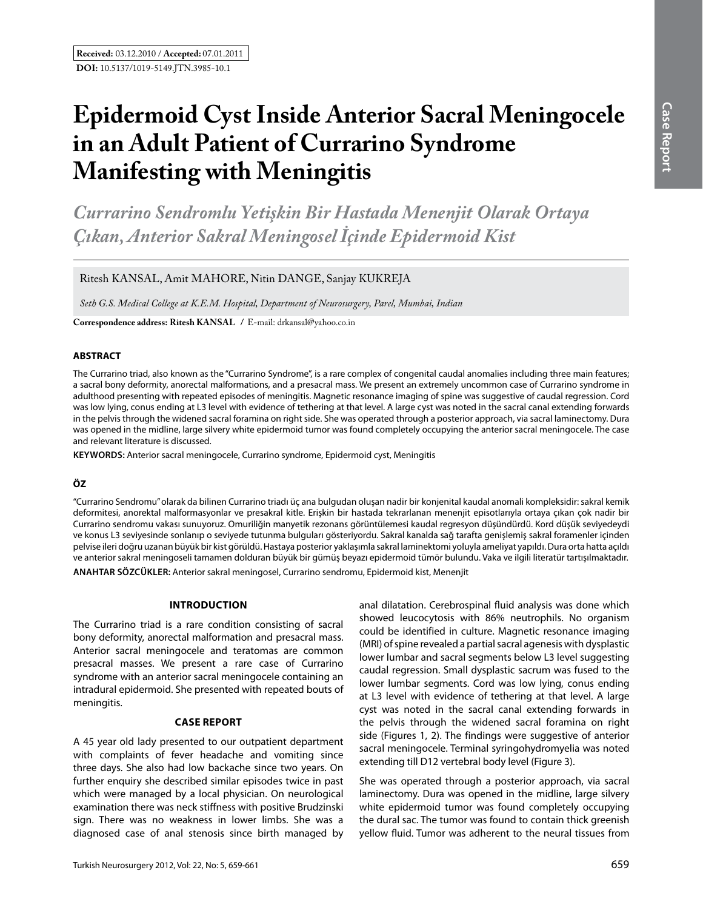**Received:** 03.12.2010 / **Accepted:** 07.01.2011

**DOI:** 10.5137/1019-5149.JTN.3985-10.1

# Epidermoid Cyst Inside Anterior Sacral Meningocele in an Adult Patient of Currarino Syndrome Manifesting with Meningitis

## *Currarino Sendromlu Yetişkin Bir Hastada Menenjit Olarak Ortaya Çıkan, Anterior Sakral Meningosel İçinde Epidermoid Kist*

Ritesh KANSAL, Amit MAHORE, Nitin DANGE, Sanjay KUKREJA

*Seth G.S. Medical College at K.E.M. Hospital, Department of Neurosurgery, Parel, Mumbai, Indian*

**Correspondence address: Ritesh KANSAL** / E-mail: drkansal@yahoo.co.in

### ABSTRACT

The Currarino triad, also known as the "Currarino Syndrome", is a rare complex of congenital caudal anomalies including three main features; a sacral bony deformity, anorectal malformations, and a presacral mass. We present an extremely uncommon case of Currarino syndrome in adulthood presenting with repeated episodes of meningitis. Magnetic resonance imaging of spine was suggestive of caudal regression. Cord was low lying, conus ending at L3 level with evidence of tethering at that level. A large cyst was noted in the sacral canal extending forwards in the pelvis through the widened sacral foramina on right side. She was operated through a posterior approach, via sacral laminectomy. Dura was opened in the midline, large silvery white epidermoid tumor was found completely occupying the anterior sacral meningocele. The case and relevant literature is discussed.

**KEYWORDS:** Anterior sacral meningocele, Currarino syndrome, Epidermoid cyst, Meningitis

### ÖZ

"Currarino Sendromu" olarak da bilinen Currarino triadı üç ana bulgudan oluşan nadir bir konjenital kaudal anomali kompleksidir: sakral kemik deformitesi, anorektal malformasyonlar ve presakral kitle. Erişkin bir hastada tekrarlanan menenjit episotlarıyla ortaya çıkan çok nadir bir Currarino sendromu vakası sunuyoruz. Omuriliğin manyetik rezonans görüntülemesi kaudal regresyon düşündürdü. Kord düşük seviyedeydi ve konus L3 seviyesinde sonlanıp o seviyede tutunma bulguları gösteriyordu. Sakral kanalda sağ tarafta genişlemiş sakral foramenler içinden pelvise ileri doğru uzanan büyük bir kist görüldü. Hastaya posterior yaklaşımla sakral laminektomi yoluyla ameliyat yapıldı. Dura orta hatta açıldı ve anterior sakral meningoseli tamamen dolduran büyük bir gümüş beyazı epidermoid tümör bulundu. Vaka ve ilgili literatür tartışılmaktadır.

**ANAHTAR SÖZCÜKLER:** Anterior sakral meningosel, Currarino sendromu, Epidermoid kist, Menenjit

### INTRODUCTION

The Currarino triad is a rare condition consisting of sacral bony deformity, anorectal malformation and teratoma and presacral mass. Anterior sacral meningocele and teratomas are common presacral masses. We present a rare case of Currarino syndrome with an anterior sacral meningocele containing an intradural epidermoid. She presented with repeated bouts of meningitis.

### CASE REPORT

A 45 year old lady presented to our outpatient department with complaints of fever headache and vomiting since three days. She also had low backache since two years. On further enquiry she described similar episodes twice in past which were managed by a local physician. On neurological examination there was neck stiffness with positive Brudzinski sign. There was no weakness in lower limbs. She was a diagnosed case of anal stenosis since birth managed by anal dilatation. Cerebrospinal fluid analysis was done which showed leucocytosis with 86% neutrophils. No organism could be identified in culture. Magnetic resonance imaging (MRI) of spine revealed a partial sacral agenesis with dysplastic lower lumbar and sacral segments below L3 level suggesting caudal regression. Small dysplastic sacrum was fused to the lower lumbar segments. Cord was low lying, conus ending at L3 level with evidence of tethering at that level. A large cyst was noted in the sacral canal extending forwards in the pelvis through the widened sacral foramina on right side (Figures 1, 2). The findings were suggestive of anterior sacral meningocele. Terminal syringohydromyelia was noted extending till D12 vertebral body level (Figure 3).

She was operated through a posterior approach, via sacral laminectomy. Dura was opened in the midline, large silvery white epidermoid tumor was found completely occupying the dural sac. The tumor was found to contain thick greenish yellow fluid. Tumor was adherent to the neural tissues from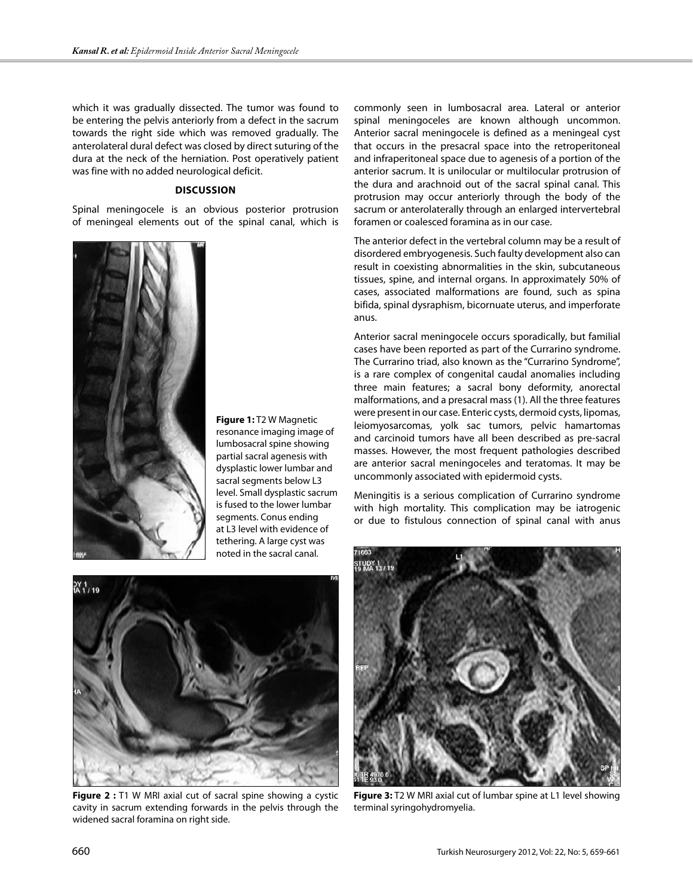which it was gradually dissected. The tumor was found to be entering the pelvis anteriorly from a defect in the sacrum towards the right side which was removed gradually. The anterolateral dural defect was closed by direct suturing of the dura at the neck of the herniation. Post operatively patient was fine with no added neurological deficit.

## DISCUSSION

Spinal meningocele is an obvious posterior protrusion of meningeal elements out of the spinal canal, which is commonly seen in lumbosacral area. Lateral or anterior spinal meningoceles are known although uncommon. Anterior sacral meningocele is defined as a meningeal cyst that occurs in the presacral space into the retroperitoneal and infraperitoneal space due to agenesis of a portion of the anterior sacrum. It is unilocular or multilocular protrusion of the dura and arachnoid out of the sacral spinal canal. This protrusion may occur anteriorly through the body of the sacrum or anterolaterally through an enlarged intervertebral foramen or coalesced foramina as in our case.

The anterior defect in the vertebral column may be a result of disordered embryogenesis. Such faulty development also can result in coexisting abnormalities in the skin, subcutaneous tissues, spine, and internal organs. In approximately 50% of cases, associated malformations are found, such as spina bifida, spinal dysraphism, bicornuate uterus, and imperforate anus.

Anterior sacral meningocele occurs sporadically, but familial cases have been reported as part of the Currarino syndrome. The Currarino triad, also known as the "Currarino Syndrome", is a rare complex of congenital caudal anomalies including three main features; a sacral bony deformity, anorectal malformations, and a presacral mass (1). All the three features were present in our case. Enteric cysts, dermoid cysts, lipomas, leiomyosarcomas, yolk sac tumors, pelvic hamartomas and carcinoid tumors have all been described as pre-sacral masses. However, the most frequent pathologies described are anterior sacral meningoceles and teratomas. It may be uncommonly associated with epidermoid cysts.

Meningitis is a serious complication of Currarino syndrome with high mortality. This complication may be iatrogenic or due to fistulous connection of spinal canal with anus

**Figure 1:** T2 W Magnetic resonance imaging image of lumbosacral spine showing partial sacral agenesis with dysplastic lower lumbar and sacral segments below L3 level. Small dysplastic sacrum is fused to the lower lumbar segments. Conus ending at L3 level with evidence of tethering. A large cyst was noted in the sacral canal.

**Figure 2 :** T1 W MRI axial cut of sacral spine showing a cystic cavity in sacrum extending forwards in the pelvis through the widened sacral foramina on right side.

**Figure 3:** T2 W MRI axial cut of lumbar spine at L1 level showing terminal syringohydromyelia.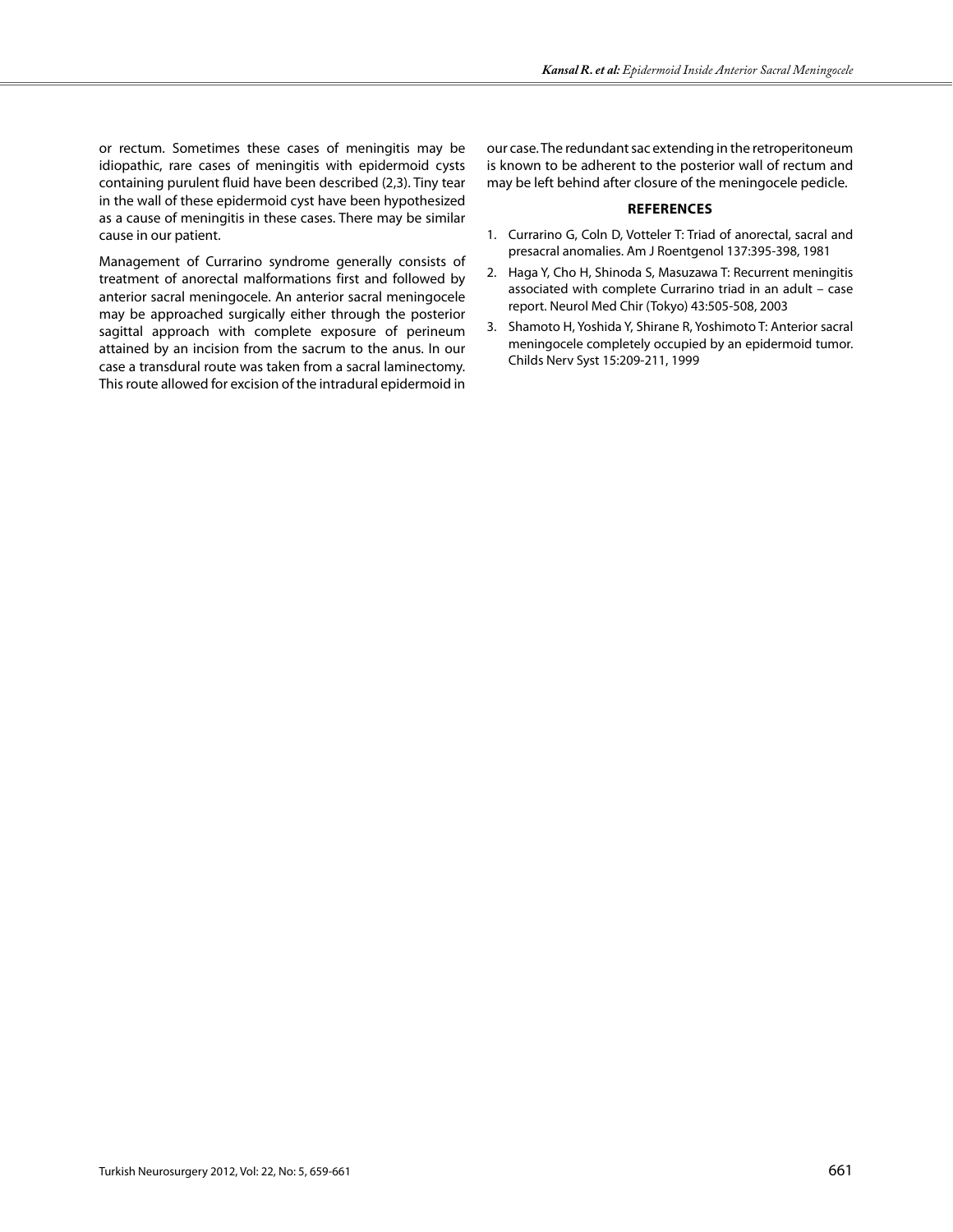or rectum. Sometimes these cases of meningitis may be idiopathic, rare cases of meningitis with epidermoid cysts containing purulent fluid have been described (2,3). Tiny tear in the wall of these epidermoid cyst have been hypothesized as a cause of meningitis in these cases. There may be similar cause in our patient.

Management of Currarino syndrome generally consists of treatment of anorectal malformations first and followed by anterior sacral meningocele. An anterior sacral meningocele may be approached surgically either through the posterior sagittal approach with complete exposure of perineum attained by an incision from the sacrum to the anus. In our case a transdural route was taken from a sacral laminectomy. This route allowed for excision of the intradural epidermoid in our case. The redundant sac extending in the retroperitoneum is known to be adherent to the posterior wall of rectum and may be left behind after closure of the meningocele pedicle.

## REFERENCES

1. Currarino G, Coln D, Votteler T: Triad of anorectal, sacral and presacral anomalies. Am J Roentgenol 137:395-398, 1981
2. Haga Y, Cho H, Shinoda S, Masuzawa T: Recurrent meningitis associated with complete Currarino triad in an adult – case report. Neurol Med Chir (Tokyo) 43:505-508, 2003
3. Shamoto H, Yoshida Y, Shirane R, Yoshimoto T: Anterior sacral meningocele completely occupied by an epidermoid tumor. Childs Nerv Syst 15:209-211, 1999